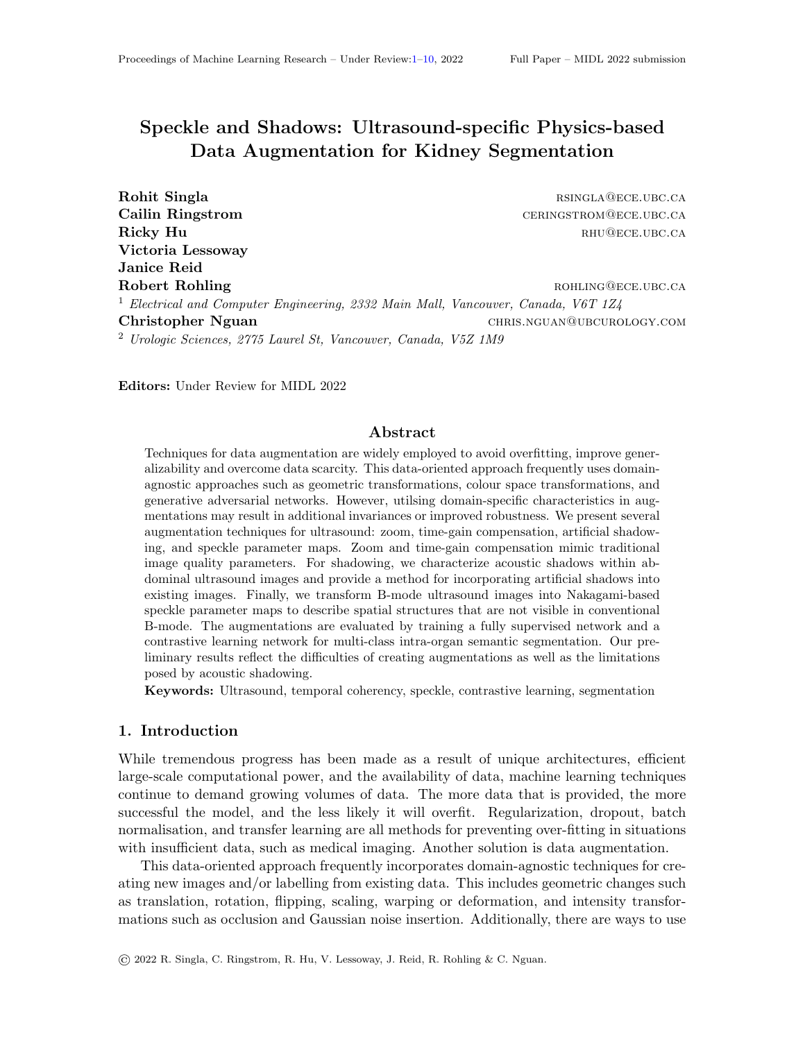# Speckle and Shadows: Ultrasound-specific Physics-based Data Augmentation for Kidney Segmentation

**Rohit Singla** RSINGLA@ECE.UBC.CA
**Cailin Ringstrom** CERINGSTROM@ECE.UBC.CA
**Ricky Hu** RHU@ECE.UBC.CA
**Victoria Lessoway**
**Janice Reid**
**Robert Rohling** ROHLING@ECE.UBC.CA
[1] *Electrical and Computer Engineering, 2332 Main Mall, Vancouver, Canada, V6T 1Z4*
**Christopher Nguan** CHRIS.NGUAN@UBCUROLOGY.COM
[2] *Urologic Sciences, 2775 Laurel St, Vancouver, Canada, V5Z 1M9*

**Editors:** Under Review for MIDL 2022

## Abstract

Techniques for data augmentation are widely employed to avoid overfitting, improve generalizability and overcome data scarcity. This data-oriented approach frequently uses domain-agnostic approaches such as geometric transformations, colour space transformations, and generative adversarial networks. However, utilising domain-specific characteristics in augmentations may result in additional invariances or improved robustness. We present several augmentation techniques for ultrasound: zoom, time-gain compensation, artificial shadowing, and speckle parameter maps. Zoom and time-gain compensation mimic traditional image quality parameters. For shadowing, we characterize acoustic shadows within abdominal ultrasound images and provide a method for incorporating artificial shadows into existing images. Finally, we transform B-mode ultrasound images into Nakagami-based speckle parameter maps to describe spatial structures that are not visible in conventional B-mode. The augmentations are evaluated by training a fully supervised network and a contrastive learning network for multi-class intra-organ semantic segmentation. Our preliminary results reflect the difficulties of creating augmentations as well as the limitations posed by acoustic shadowing.

**Keywords:** Ultrasound, temporal coherency, speckle, contrastive learning, segmentation

## 1. Introduction

While tremendous progress has been made as a result of unique architectures, efficient large-scale computational power, and the availability of data, machine learning techniques continue to demand growing volumes of data. The more data that is provided, the more successful the model, and the less likely it will overfit. Regularization, dropout, batch normalisation, and transfer learning are all methods for preventing over-fitting in situations with insufficient data, such as medical imaging. Another solution is data augmentation.

This data-oriented approach frequently incorporates domain-agnostic techniques for creating new images and/or labelling from existing data. This includes geometric changes such as translation, rotation, flipping, scaling, warping or deformation, and intensity transformations such as occlusion and Gaussian noise insertion. Additionally, there are ways to use

© 2022 R. Singla, C. Ringstrom, R. Hu, V. Lessoway, J. Reid, R. Rohling & C. Nguan.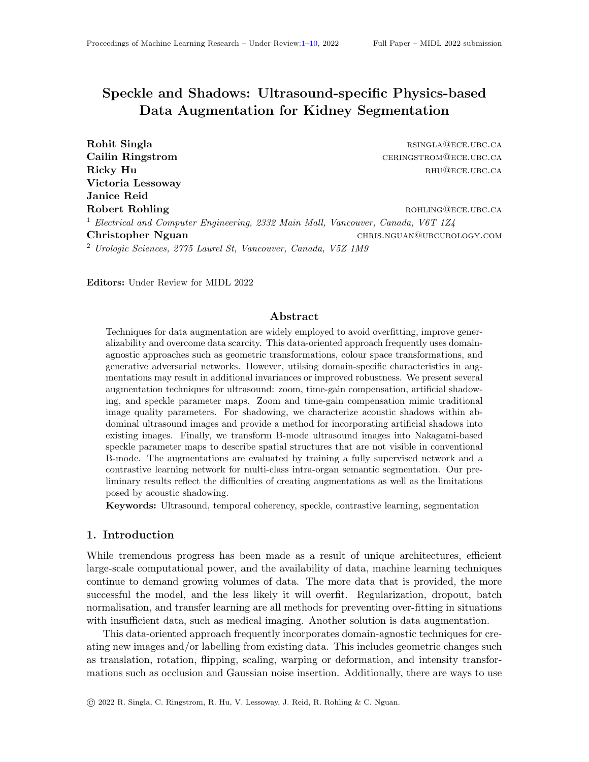# Speckle and Shadows: Ultrasound-specific Physics-based Data Augmentation for Kidney Segmentation

**Rohit Singla** RSINGLA@ECE.UBC.CA
**Cailin Ringstrom** CERINGSTROM@ECE.UBC.CA
**Ricky Hu** RHU@ECE.UBC.CA
**Victoria Lessoway**
**Janice Reid**
**Robert Rohling** ROHLING@ECE.UBC.CA
[1] *Electrical and Computer Engineering, 2332 Main Mall, Vancouver, Canada, V6T 1Z4*
**Christopher Nguan** CHRIS.NGUAN@UBCUROLOGY.COM
[2] *Urologic Sciences, 2775 Laurel St, Vancouver, Canada, V5Z 1M9*

**Editors:** Under Review for MIDL 2022

## Abstract

Techniques for data augmentation are widely employed to avoid overfitting, improve generalizability and overcome data scarcity. This data-oriented approach frequently uses domain-agnostic approaches such as geometric transformations, colour space transformations, and generative adversarial networks. However, utilising domain-specific characteristics in augmentations may result in additional invariances or improved robustness. We present several augmentation techniques for ultrasound: zoom, time-gain compensation, artificial shadowing, and speckle parameter maps. Zoom and time-gain compensation mimic traditional image quality parameters. For shadowing, we characterize acoustic shadows within abdominal ultrasound images and provide a method for incorporating artificial shadows into existing images. Finally, we transform B-mode ultrasound images into Nakagami-based speckle parameter maps to describe spatial structures that are not visible in conventional B-mode. The augmentations are evaluated by training a fully supervised network and a contrastive learning network for multi-class intra-organ semantic segmentation. Our preliminary results reflect the difficulties of creating augmentations as well as the limitations posed by acoustic shadowing.

**Keywords:** Ultrasound, temporal coherency, speckle, contrastive learning, segmentation

## 1. Introduction

While tremendous progress has been made as a result of unique architectures, efficient large-scale computational power, and the availability of data, machine learning techniques continue to demand growing volumes of data. The more data that is provided, the more successful the model, and the less likely it will overfit. Regularization, dropout, batch normalisation, and transfer learning are all methods for preventing over-fitting in situations with insufficient data, such as medical imaging. Another solution is data augmentation.

This data-oriented approach frequently incorporates domain-agnostic techniques for creating new images and/or labelling from existing data. This includes geometric changes such as translation, rotation, flipping, scaling, warping or deformation, and intensity transformations such as occlusion and Gaussian noise insertion. Additionally, there are ways to use

© 2022 R. Singla, C. Ringstrom, R. Hu, V. Lessoway, J. Reid, R. Rohling & C. Nguan.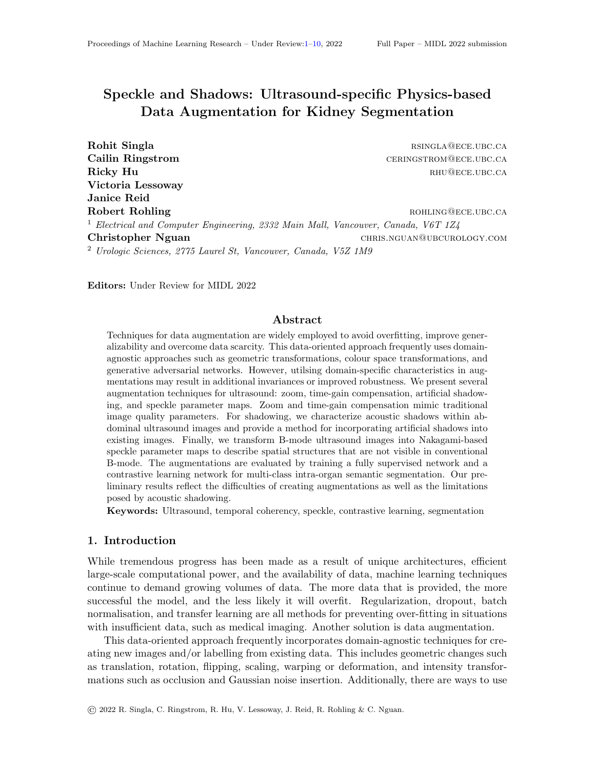# Speckle and Shadows: Ultrasound-specific Physics-based Data Augmentation for Kidney Segmentation

**Rohit Singla** RSINGLA@ECE.UBC.CA
**Cailin Ringstrom** CERINGSTROM@ECE.UBC.CA
**Ricky Hu** RHU@ECE.UBC.CA
**Victoria Lessoway**
**Janice Reid**
**Robert Rohling** ROHLING@ECE.UBC.CA
[1] *Electrical and Computer Engineering, 2332 Main Mall, Vancouver, Canada, V6T 1Z4*
**Christopher Nguan** CHRIS.NGUAN@UBCUROLOGY.COM
[2] *Urologic Sciences, 2775 Laurel St, Vancouver, Canada, V5Z 1M9*

**Editors:** Under Review for MIDL 2022

## Abstract

Techniques for data augmentation are widely employed to avoid overfitting, improve generalizability and overcome data scarcity. This data-oriented approach frequently uses domain-agnostic approaches such as geometric transformations, colour space transformations, and generative adversarial networks. However, utilising domain-specific characteristics in augmentations may result in additional invariances or improved robustness. We present several augmentation techniques for ultrasound: zoom, time-gain compensation, artificial shadowing, and speckle parameter maps. Zoom and time-gain compensation mimic traditional image quality parameters. For shadowing, we characterize acoustic shadows within abdominal ultrasound images and provide a method for incorporating artificial shadows into existing images. Finally, we transform B-mode ultrasound images into Nakagami-based speckle parameter maps to describe spatial structures that are not visible in conventional B-mode. The augmentations are evaluated by training a fully supervised network and a contrastive learning network for multi-class intra-organ semantic segmentation. Our preliminary results reflect the difficulties of creating augmentations as well as the limitations posed by acoustic shadowing.

**Keywords:** Ultrasound, temporal coherency, speckle, contrastive learning, segmentation

## 1. Introduction

While tremendous progress has been made as a result of unique architectures, efficient large-scale computational power, and the availability of data, machine learning techniques continue to demand growing volumes of data. The more data that is provided, the more successful the model, and the less likely it will overfit. Regularization, dropout, batch normalisation, and transfer learning are all methods for preventing over-fitting in situations with insufficient data, such as medical imaging. Another solution is data augmentation.

This data-oriented approach frequently incorporates domain-agnostic techniques for creating new images and/or labelling from existing data. This includes geometric changes such as translation, rotation, flipping, scaling, warping or deformation, and intensity transformations such as occlusion and Gaussian noise insertion. Additionally, there are ways to use

© 2022 R. Singla, C. Ringstrom, R. Hu, V. Lessoway, J. Reid, R. Rohling & C. Nguan.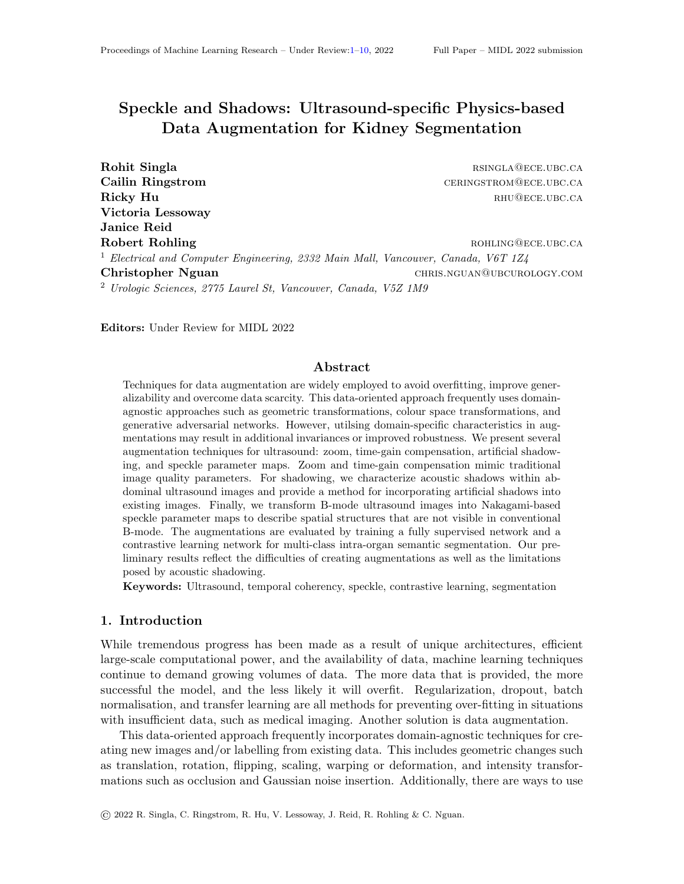# Speckle and Shadows: Ultrasound-specific Physics-based Data Augmentation for Kidney Segmentation

**Rohit Singla** RSINGLA@ECE.UBC.CA
**Cailin Ringstrom** CERINGSTROM@ECE.UBC.CA
**Ricky Hu** RHU@ECE.UBC.CA
**Victoria Lessoway**
**Janice Reid**
**Robert Rohling** ROHLING@ECE.UBC.CA

[1] *Electrical and Computer Engineering, 2332 Main Mall, Vancouver, Canada, V6T 1Z4*

**Christopher Nguan** CHRIS.NGUAN@UBCUROLOGY.COM

[2] *Urologic Sciences, 2775 Laurel St, Vancouver, Canada, V5Z 1M9*

**Editors:** Under Review for MIDL 2022

## Abstract

Techniques for data augmentation are widely employed to avoid overfitting, improve generalizability and overcome data scarcity. This data-oriented approach frequently uses domain-agnostic approaches such as geometric transformations, colour space transformations, and generative adversarial networks. However, utilising domain-specific characteristics in augmentations may result in additional invariances or improved robustness. We present several augmentation techniques for ultrasound: zoom, time-gain compensation, artificial shadowing, and speckle parameter maps. Zoom and time-gain compensation mimic traditional image quality parameters. For shadowing, we characterize acoustic shadows within abdominal ultrasound images and provide a method for incorporating artificial shadows into existing images. Finally, we transform B-mode ultrasound images into Nakagami-based speckle parameter maps to describe spatial structures that are not visible in conventional B-mode. The augmentations are evaluated by training a fully supervised network and a contrastive learning network for multi-class intra-organ semantic segmentation. Our preliminary results reflect the difficulties of creating augmentations as well as the limitations posed by acoustic shadowing.

**Keywords:** Ultrasound, temporal coherency, speckle, contrastive learning, segmentation

## 1. Introduction

While tremendous progress has been made as a result of unique architectures, efficient large-scale computational power, and the availability of data, machine learning techniques continue to demand growing volumes of data. The more data that is provided, the more successful the model, and the less likely it will overfit. Regularization, dropout, batch normalisation, and transfer learning are all methods for preventing over-fitting in situations with insufficient data, such as medical imaging. Another solution is data augmentation.

This data-oriented approach frequently incorporates domain-agnostic techniques for creating new images and/or labelling from existing data. This includes geometric changes such as translation, rotation, flipping, scaling, warping or deformation, and intensity transformations such as occlusion and Gaussian noise insertion. Additionally, there are ways to use

© 2022 R. Singla, C. Ringstrom, R. Hu, V. Lessoway, J. Reid, R. Rohling & C. Nguan.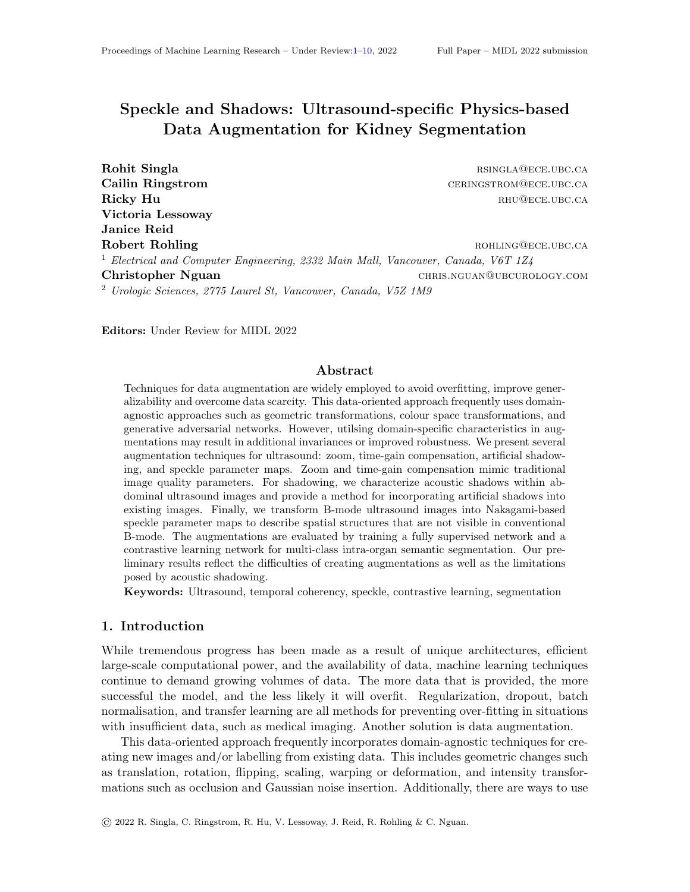# Speckle and Shadows: Ultrasound-specific Physics-based Data Augmentation for Kidney Segmentation

**Rohit Singla** RSINGLA@ECE.UBC.CA
**Cailin Ringstrom** CERINGSTROM@ECE.UBC.CA
**Ricky Hu** RHU@ECE.UBC.CA
**Victoria Lessoway**
**Janice Reid**
**Robert Rohling** ROHLING@ECE.UBC.CA

[1] *Electrical and Computer Engineering, 2332 Main Mall, Vancouver, Canada, V6T 1Z4*

**Christopher Nguan** CHRIS.NGUAN@UBCUROLOGY.COM

[2] *Urologic Sciences, 2775 Laurel St, Vancouver, Canada, V5Z 1M9*

**Editors:** Under Review for MIDL 2022

## Abstract

Techniques for data augmentation are widely employed to avoid overfitting, improve generalizability and overcome data scarcity. This data-oriented approach frequently uses domain-agnostic approaches such as geometric transformations, colour space transformations, and generative adversarial networks. However, utilising domain-specific characteristics in augmentations may result in additional invariances or improved robustness. We present several augmentation techniques for ultrasound: zoom, time-gain compensation, artificial shadowing, and speckle parameter maps. Zoom and time-gain compensation mimic traditional image quality parameters. For shadowing, we characterize acoustic shadows within abdominal ultrasound images and provide a method for incorporating artificial shadows into existing images. Finally, we transform B-mode ultrasound images into Nakagami-based speckle parameter maps to describe spatial structures that are not visible in conventional B-mode. The augmentations are evaluated by training a fully supervised network and a contrastive learning network for multi-class intra-organ semantic segmentation. Our preliminary results reflect the difficulties of creating augmentations as well as the limitations posed by acoustic shadowing.

**Keywords:** Ultrasound, temporal coherency, speckle, contrastive learning, segmentation

## 1. Introduction

While tremendous progress has been made as a result of unique architectures, efficient large-scale computational power, and the availability of data, machine learning techniques continue to demand growing volumes of data. The more data that is provided, the more successful the model, and the less likely it will overfit. Regularization, dropout, batch normalisation, and transfer learning are all methods for preventing over-fitting in situations with insufficient data, such as medical imaging. Another solution is data augmentation.

This data-oriented approach frequently incorporates domain-agnostic techniques for creating new images and/or labelling from existing data. This includes geometric changes such as translation, rotation, flipping, scaling, warping or deformation, and intensity transformations such as occlusion and Gaussian noise insertion. Additionally, there are ways to use

© 2022 R. Singla, C. Ringstrom, R. Hu, V. Lessoway, J. Reid, R. Rohling & C. Nguan.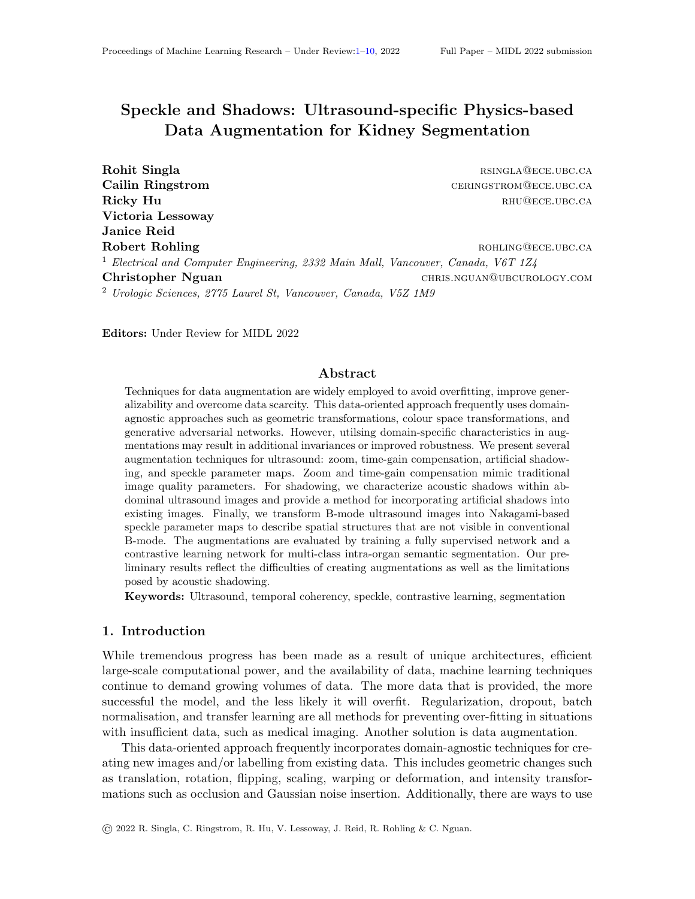# Speckle and Shadows: Ultrasound-specific Physics-based Data Augmentation for Kidney Segmentation

**Rohit Singla** RSINGLA@ECE.UBC.CA
**Cailin Ringstrom** CERINGSTROM@ECE.UBC.CA
**Ricky Hu** RHU@ECE.UBC.CA
**Victoria Lessoway**
**Janice Reid**
**Robert Rohling** ROHLING@ECE.UBC.CA
[1] *Electrical and Computer Engineering, 2332 Main Mall, Vancouver, Canada, V6T 1Z4*
**Christopher Nguan** CHRIS.NGUAN@UBCUROLOGY.COM
[2] *Urologic Sciences, 2775 Laurel St, Vancouver, Canada, V5Z 1M9*

**Editors:** Under Review for MIDL 2022

## Abstract

Techniques for data augmentation are widely employed to avoid overfitting, improve generalizability and overcome data scarcity. This data-oriented approach frequently uses domain-agnostic approaches such as geometric transformations, colour space transformations, and generative adversarial networks. However, utilising domain-specific characteristics in augmentations may result in additional invariances or improved robustness. We present several augmentation techniques for ultrasound: zoom, time-gain compensation, artificial shadowing, and speckle parameter maps. Zoom and time-gain compensation mimic traditional image quality parameters. For shadowing, we characterize acoustic shadows within abdominal ultrasound images and provide a method for incorporating artificial shadows into existing images. Finally, we transform B-mode ultrasound images into Nakagami-based speckle parameter maps to describe spatial structures that are not visible in conventional B-mode. The augmentations are evaluated by training a fully supervised network and a contrastive learning network for multi-class intra-organ semantic segmentation. Our preliminary results reflect the difficulties of creating augmentations as well as the limitations posed by acoustic shadowing.

**Keywords:** Ultrasound, temporal coherency, speckle, contrastive learning, segmentation

## 1. Introduction

While tremendous progress has been made as a result of unique architectures, efficient large-scale computational power, and the availability of data, machine learning techniques continue to demand growing volumes of data. The more data that is provided, the more successful the model, and the less likely it will overfit. Regularization, dropout, batch normalisation, and transfer learning are all methods for preventing over-fitting in situations with insufficient data, such as medical imaging. Another solution is data augmentation.

This data-oriented approach frequently incorporates domain-agnostic techniques for creating new images and/or labelling from existing data. This includes geometric changes such as translation, rotation, flipping, scaling, warping or deformation, and intensity transformations such as occlusion and Gaussian noise insertion. Additionally, there are ways to use

© 2022 R. Singla, C. Ringstrom, R. Hu, V. Lessoway, J. Reid, R. Rohling & C. Nguan.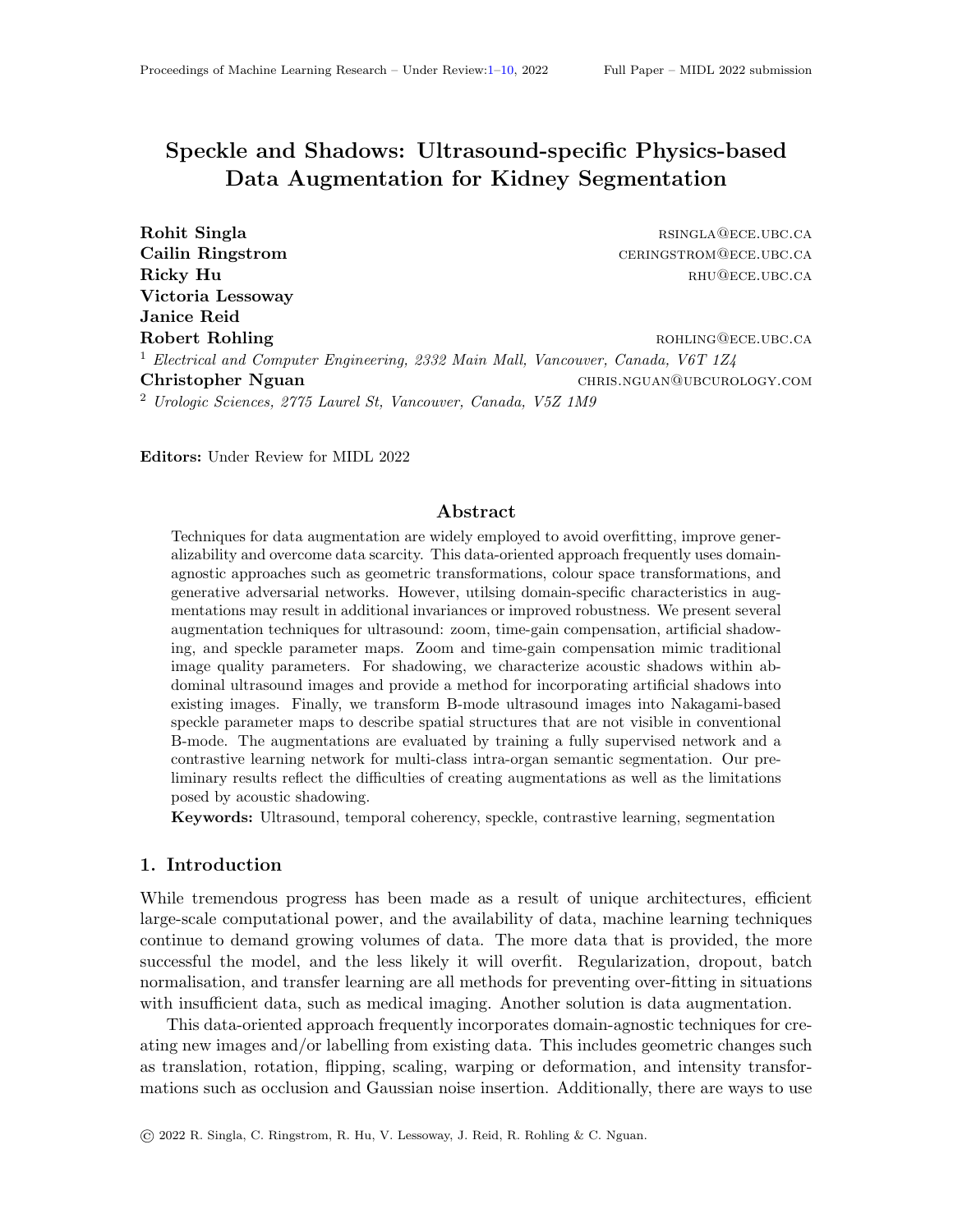# Speckle and Shadows: Ultrasound-specific Physics-based Data Augmentation for Kidney Segmentation

**Rohit Singla** RSINGLA@ECE.UBC.CA
**Cailin Ringstrom** CERINGSTROM@ECE.UBC.CA
**Ricky Hu** RHU@ECE.UBC.CA
**Victoria Lessoway**
**Janice Reid**
**Robert Rohling** ROHLING@ECE.UBC.CA
[1] *Electrical and Computer Engineering, 2332 Main Mall, Vancouver, Canada, V6T 1Z4*
**Christopher Nguan** CHRIS.NGUAN@UBCUROLOGY.COM
[2] *Urologic Sciences, 2775 Laurel St, Vancouver, Canada, V5Z 1M9*

**Editors:** Under Review for MIDL 2022

## Abstract

Techniques for data augmentation are widely employed to avoid overfitting, improve generalizability and overcome data scarcity. This data-oriented approach frequently uses domain-agnostic approaches such as geometric transformations, colour space transformations, and generative adversarial networks. However, utilising domain-specific characteristics in augmentations may result in additional invariances or improved robustness. We present several augmentation techniques for ultrasound: zoom, time-gain compensation, artificial shadowing, and speckle parameter maps. Zoom and time-gain compensation mimic traditional image quality parameters. For shadowing, we characterize acoustic shadows within abdominal ultrasound images and provide a method for incorporating artificial shadows into existing images. Finally, we transform B-mode ultrasound images into Nakagami-based speckle parameter maps to describe spatial structures that are not visible in conventional B-mode. The augmentations are evaluated by training a fully supervised network and a contrastive learning network for multi-class intra-organ semantic segmentation. Our preliminary results reflect the difficulties of creating augmentations as well as the limitations posed by acoustic shadowing.

**Keywords:** Ultrasound, temporal coherency, speckle, contrastive learning, segmentation

## 1. Introduction

While tremendous progress has been made as a result of unique architectures, efficient large-scale computational power, and the availability of data, machine learning techniques continue to demand growing volumes of data. The more data that is provided, the more successful the model, and the less likely it will overfit. Regularization, dropout, batch normalisation, and transfer learning are all methods for preventing over-fitting in situations with insufficient data, such as medical imaging. Another solution is data augmentation.

This data-oriented approach frequently incorporates domain-agnostic techniques for creating new images and/or labelling from existing data. This includes geometric changes such as translation, rotation, flipping, scaling, warping or deformation, and intensity transformations such as occlusion and Gaussian noise insertion. Additionally, there are ways to use

© 2022 R. Singla, C. Ringstrom, R. Hu, V. Lessoway, J. Reid, R. Rohling & C. Nguan.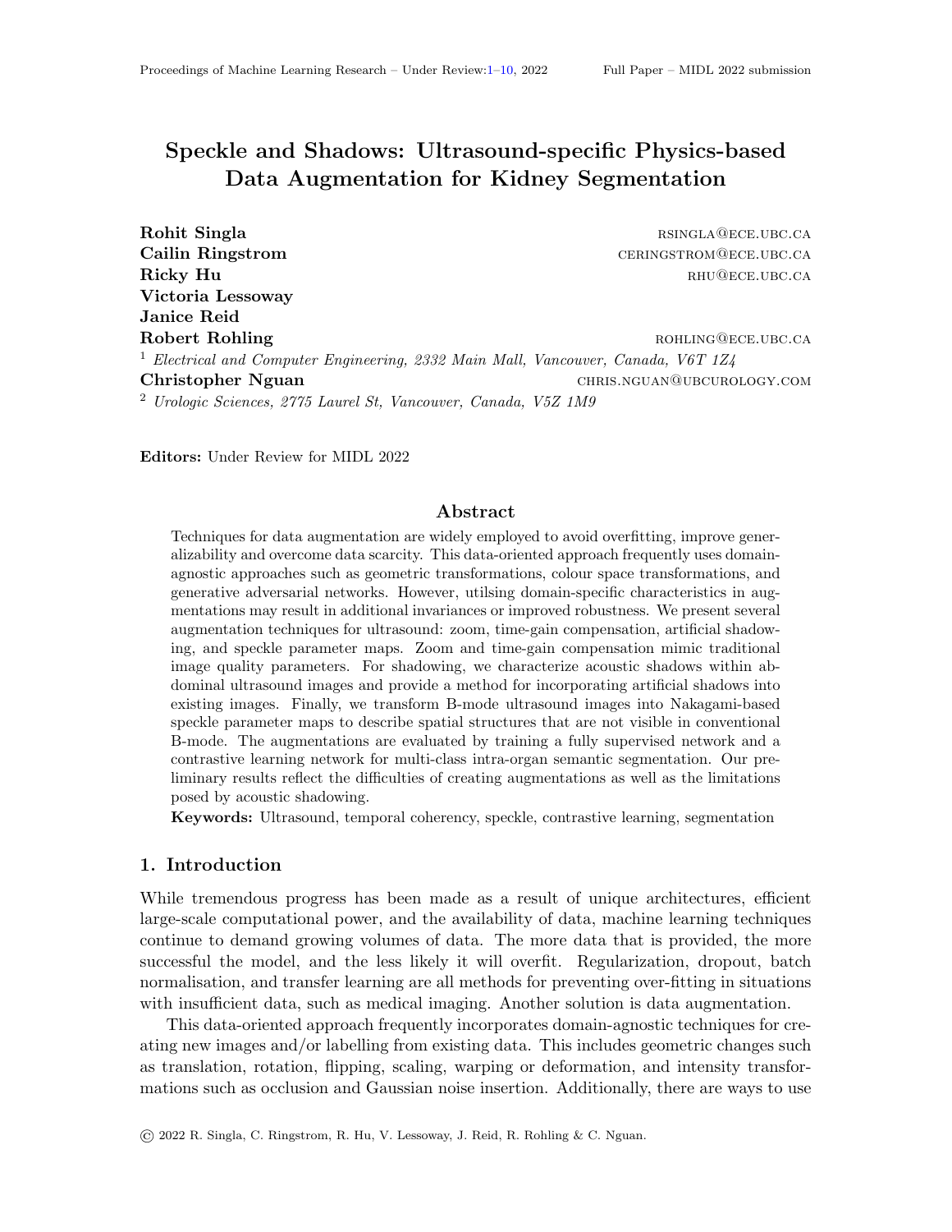# Speckle and Shadows: Ultrasound-specific Physics-based Data Augmentation for Kidney Segmentation

**Rohit Singla** RSINGLA@ECE.UBC.CA
**Cailin Ringstrom** CERINGSTROM@ECE.UBC.CA
**Ricky Hu** RHU@ECE.UBC.CA
**Victoria Lessoway**
**Janice Reid**
**Robert Rohling** ROHLING@ECE.UBC.CA
[1] *Electrical and Computer Engineering, 2332 Main Mall, Vancouver, Canada, V6T 1Z4*
**Christopher Nguan** CHRIS.NGUAN@UBCUROLOGY.COM
[2] *Urologic Sciences, 2775 Laurel St, Vancouver, Canada, V5Z 1M9*

**Editors:** Under Review for MIDL 2022

## Abstract

Techniques for data augmentation are widely employed to avoid overfitting, improve generalizability and overcome data scarcity. This data-oriented approach frequently uses domain-agnostic approaches such as geometric transformations, colour space transformations, and generative adversarial networks. However, utilising domain-specific characteristics in augmentations may result in additional invariances or improved robustness. We present several augmentation techniques for ultrasound: zoom, time-gain compensation, artificial shadowing, and speckle parameter maps. Zoom and time-gain compensation mimic traditional image quality parameters. For shadowing, we characterize acoustic shadows within abdominal ultrasound images and provide a method for incorporating artificial shadows into existing images. Finally, we transform B-mode ultrasound images into Nakagami-based speckle parameter maps to describe spatial structures that are not visible in conventional B-mode. The augmentations are evaluated by training a fully supervised network and a contrastive learning network for multi-class intra-organ semantic segmentation. Our preliminary results reflect the difficulties of creating augmentations as well as the limitations posed by acoustic shadowing.

**Keywords:** Ultrasound, temporal coherency, speckle, contrastive learning, segmentation

## 1. Introduction

While tremendous progress has been made as a result of unique architectures, efficient large-scale computational power, and the availability of data, machine learning techniques continue to demand growing volumes of data. The more data that is provided, the more successful the model, and the less likely it will overfit. Regularization, dropout, batch normalisation, and transfer learning are all methods for preventing over-fitting in situations with insufficient data, such as medical imaging. Another solution is data augmentation.

This data-oriented approach frequently incorporates domain-agnostic techniques for creating new images and/or labelling from existing data. This includes geometric changes such as translation, rotation, flipping, scaling, warping or deformation, and intensity transformations such as occlusion and Gaussian noise insertion. Additionally, there are ways to use

© 2022 R. Singla, C. Ringstrom, R. Hu, V. Lessoway, J. Reid, R. Rohling & C. Nguan.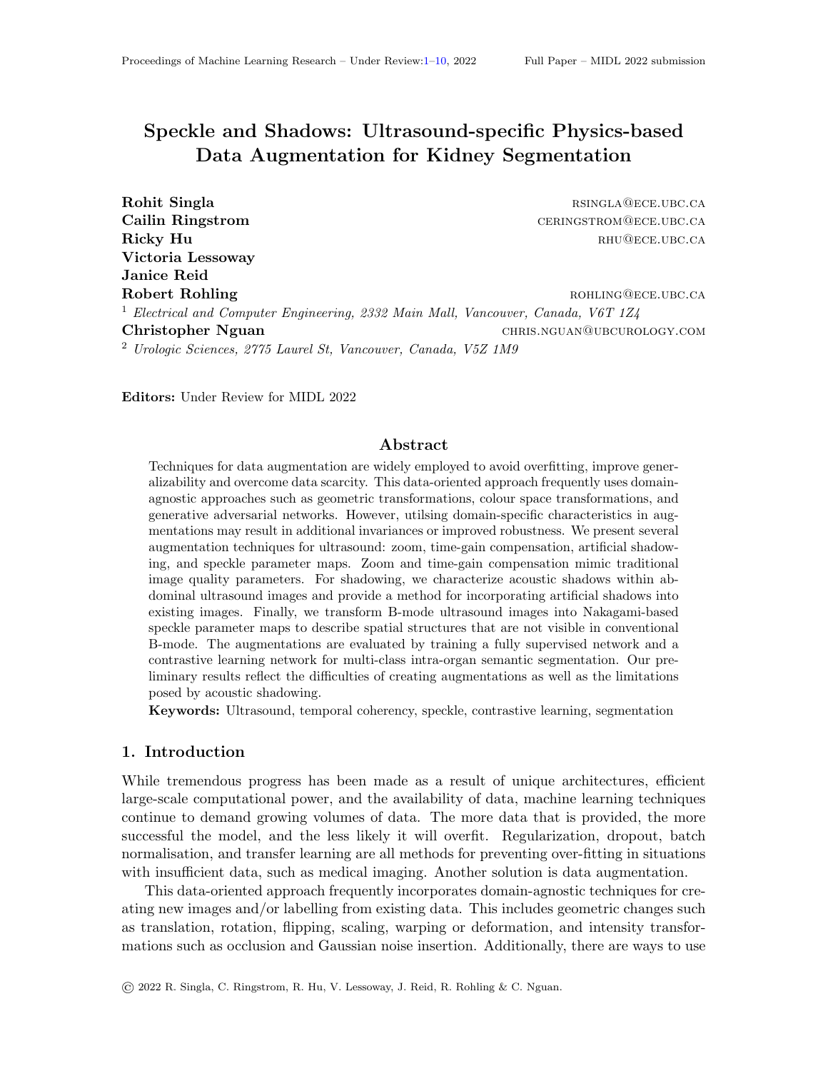# Speckle and Shadows: Ultrasound-specific Physics-based Data Augmentation for Kidney Segmentation

**Rohit Singla** RSINGLA@ECE.UBC.CA
**Cailin Ringstrom** CERINGSTROM@ECE.UBC.CA
**Ricky Hu** RHU@ECE.UBC.CA
**Victoria Lessoway**
**Janice Reid**
**Robert Rohling** ROHLING@ECE.UBC.CA
[1] *Electrical and Computer Engineering, 2332 Main Mall, Vancouver, Canada, V6T 1Z4*
**Christopher Nguan** CHRIS.NGUAN@UBCUROLOGY.COM
[2] *Urologic Sciences, 2775 Laurel St, Vancouver, Canada, V5Z 1M9*

**Editors:** Under Review for MIDL 2022

## Abstract

Techniques for data augmentation are widely employed to avoid overfitting, improve generalizability and overcome data scarcity. This data-oriented approach frequently uses domain-agnostic approaches such as geometric transformations, colour space transformations, and generative adversarial networks. However, utilising domain-specific characteristics in augmentations may result in additional invariances or improved robustness. We present several augmentation techniques for ultrasound: zoom, time-gain compensation, artificial shadowing, and speckle parameter maps. Zoom and time-gain compensation mimic traditional image quality parameters. For shadowing, we characterize acoustic shadows within abdominal ultrasound images and provide a method for incorporating artificial shadows into existing images. Finally, we transform B-mode ultrasound images into Nakagami-based speckle parameter maps to describe spatial structures that are not visible in conventional B-mode. The augmentations are evaluated by training a fully supervised network and a contrastive learning network for multi-class intra-organ semantic segmentation. Our preliminary results reflect the difficulties of creating augmentations as well as the limitations posed by acoustic shadowing.

**Keywords:** Ultrasound, temporal coherency, speckle, contrastive learning, segmentation

## 1. Introduction

While tremendous progress has been made as a result of unique architectures, efficient large-scale computational power, and the availability of data, machine learning techniques continue to demand growing volumes of data. The more data that is provided, the more successful the model, and the less likely it will overfit. Regularization, dropout, batch normalisation, and transfer learning are all methods for preventing over-fitting in situations with insufficient data, such as medical imaging. Another solution is data augmentation.

This data-oriented approach frequently incorporates domain-agnostic techniques for creating new images and/or labelling from existing data. This includes geometric changes such as translation, rotation, flipping, scaling, warping or deformation, and intensity transformations such as occlusion and Gaussian noise insertion. Additionally, there are ways to use

© 2022 R. Singla, C. Ringstrom, R. Hu, V. Lessoway, J. Reid, R. Rohling & C. Nguan.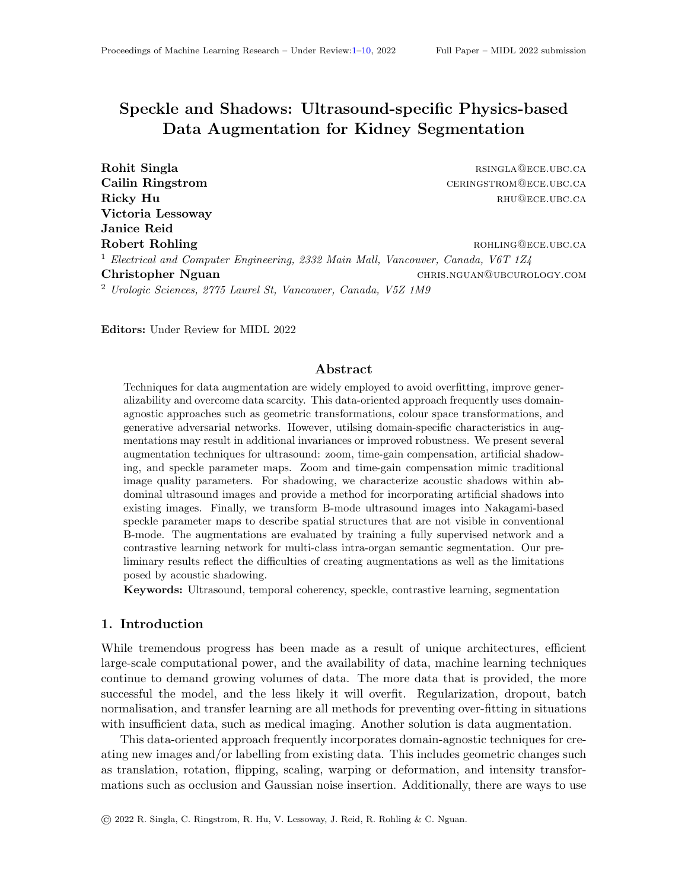# Speckle and Shadows: Ultrasound-specific Physics-based Data Augmentation for Kidney Segmentation

**Rohit Singla** RSINGLA@ECE.UBC.CA
**Cailin Ringstrom** CERINGSTROM@ECE.UBC.CA
**Ricky Hu** RHU@ECE.UBC.CA
**Victoria Lessoway**
**Janice Reid**
**Robert Rohling** ROHLING@ECE.UBC.CA

[1] *Electrical and Computer Engineering, 2332 Main Mall, Vancouver, Canada, V6T 1Z4*

**Christopher Nguan** CHRIS.NGUAN@UBCUROLOGY.COM

[2] *Urologic Sciences, 2775 Laurel St, Vancouver, Canada, V5Z 1M9*

**Editors:** Under Review for MIDL 2022

## Abstract

Techniques for data augmentation are widely employed to avoid overfitting, improve generalizability and overcome data scarcity. This data-oriented approach frequently uses domain-agnostic approaches such as geometric transformations, colour space transformations, and generative adversarial networks. However, utilising domain-specific characteristics in augmentations may result in additional invariances or improved robustness. We present several augmentation techniques for ultrasound: zoom, time-gain compensation, artificial shadowing, and speckle parameter maps. Zoom and time-gain compensation mimic traditional image quality parameters. For shadowing, we characterize acoustic shadows within abdominal ultrasound images and provide a method for incorporating artificial shadows into existing images. Finally, we transform B-mode ultrasound images into Nakagami-based speckle parameter maps to describe spatial structures that are not visible in conventional B-mode. The augmentations are evaluated by training a fully supervised network and a contrastive learning network for multi-class intra-organ semantic segmentation. Our preliminary results reflect the difficulties of creating augmentations as well as the limitations posed by acoustic shadowing.

**Keywords:** Ultrasound, temporal coherency, speckle, contrastive learning, segmentation

## 1. Introduction

While tremendous progress has been made as a result of unique architectures, efficient large-scale computational power, and the availability of data, machine learning techniques continue to demand growing volumes of data. The more data that is provided, the more successful the model, and the less likely it will overfit. Regularization, dropout, batch normalisation, and transfer learning are all methods for preventing over-fitting in situations with insufficient data, such as medical imaging. Another solution is data augmentation.

This data-oriented approach frequently incorporates domain-agnostic techniques for creating new images and/or labelling from existing data. This includes geometric changes such as translation, rotation, flipping, scaling, warping or deformation, and intensity transformations such as occlusion and Gaussian noise insertion. Additionally, there are ways to use

© 2022 R. Singla, C. Ringstrom, R. Hu, V. Lessoway, J. Reid, R. Rohling & C. Nguan.